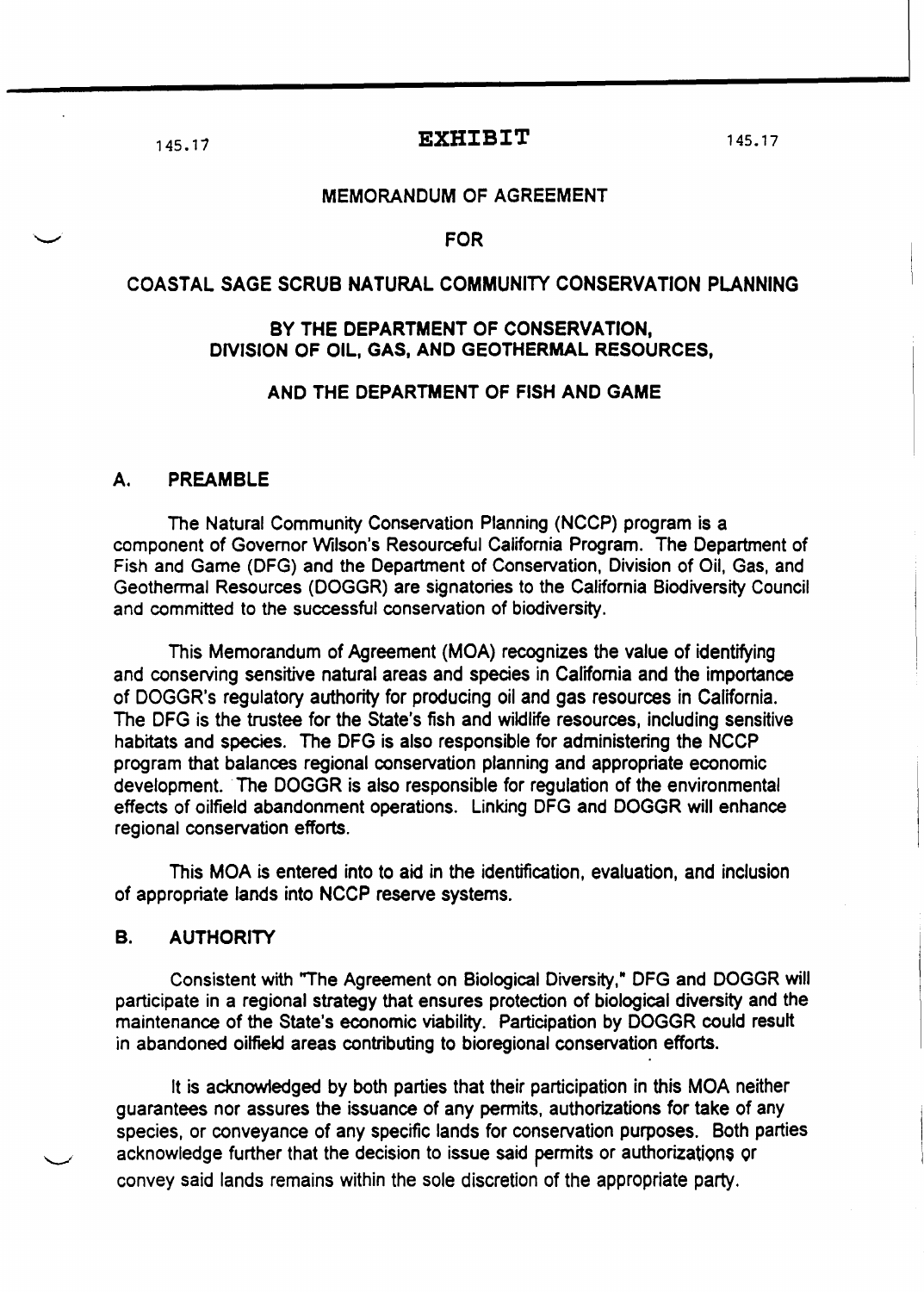145.17 **EXHIBIT** 145.17

# MEMORANDUM OF AGREEMENT

# FOR

# COASTAL SAGE SCRUB NATURAL COMMUNITY CONSERVATION PLANNING

# BY THE DEPARTMENT OF CONSERVATION, DIVISION OF OIL, GAS, AND GEOTHERMAL RESOURCES,

# AND THE DEPARTMENT OF FISH AND GAME

## A. PREAMBLE

The Natural Community Conservation Planning (NCCP) program is a component of Governor Wilson's Resourceful California Program. The Department of Fish and Game (DFG) and the Department of Conservation, Division of Oil, Gas, and Geothermal Resources (DOGGR) are signatories to the California Biodiversity Council and committed to the successful conservation of biodiversity.

This Memorandum of Agreement (MOA) recognizes the value of identifying and conserving sensitive natural areas and species in California and the importance of DOGGR's regulatory authority for producing oil and gas resources in California. The DFG is the trustee for the State's fish and wildlife resources, including sensitive habitats and species. The DFG is also responsible for administering the NCCP program that balances regional conservation planning and appropriate economic development. The DOGGR is also responsible for regulation of the environmental effects of oilfield abandonment operations. Linking DFG and DOGGR will enhance regional conservation efforts.

This MOA is entered into to aid in the identification, evaluation, and inclusion of appropriate lands into NCCP reserve systems.

## B. AUTHORITY

Consistent with "The Agreement on Biological Diversity," DFG and DOGGR will participate in a regional strategy that ensures protection of biological diversity and the maintenance of the State's economic viability. Participation by DOGGR could result in abandoned oilfield areas contributing to bioregional conservation efforts.

It is acknowledged by both parties that their participation in this MOA neither guarantees nor assures the issuance of any permits, authorizations for take of any species, or conveyance of any specific lands for conservation purposes. Both parties acknowledge further that the decision to issue said permits or authorizations or convey said lands remains within the sole discretion of the appropriate party.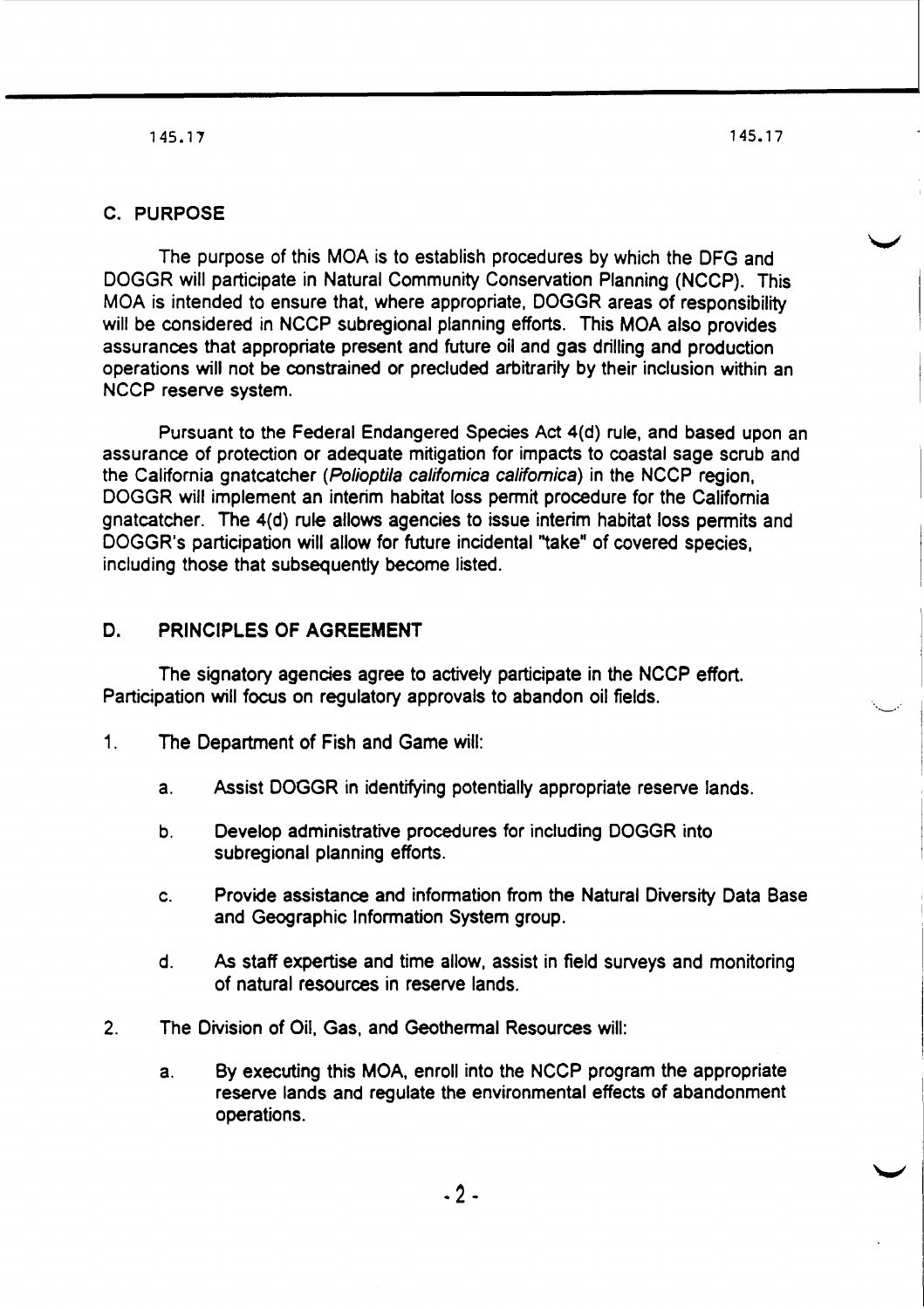## C. PURPOSE

The purpose of this MOA is to establish procedures by which the DFG and DOGGR will participate in Natural Community Conservation Planning (NCCP). This MOA is intended to ensure that, where appropriate, DOGGR areas of responsibility will be considered in NCCP subregional planning efforts. This MOA also provides assurances that appropriate present and future oil and gas drilling and production operations will not be constrained or precluded arbitrarily by their inclusion within an NCCP reserve system.

Pursuant to the Federal Endangered Species Act 4(d) rule, and based upon an assurance of protection or adequate mitigation for impacts to coastal sage scrub and the California gnatcatcher (*Polioptila californica californica*) in the NCCP region, DOGGR will implement an interim habitat loss permit procedure for the California gnatcatcher. The 4(d) rule allows agencies to issue interim habitat loss permits and DOGGR's participation will allow for future incidental "take" of covered species, including those that subsequently become listed.

## D. PRINCIPLES OF AGREEMENT

The signatory agencies agree to actively participate in the NCCP effort. Participation will focus on regulatory approvals to abandon oil fields.

1. The Department of Fish and Game will:

    a. Assist DOGGR in identifying potentially appropriate reserve lands.

    b. Develop administrative procedures for including DOGGR into subregional planning efforts.

    c. Provide assistance and information from the Natural Diversity Data Base and Geographic Information System group.

    d. As staff expertise and time allow, assist in field surveys and monitoring of natural resources in reserve lands.

2. The Division of Oil, Gas, and Geothermal Resources will:

    a. By executing this MOA, enroll into the NCCP program the appropriate reserve lands and regulate the environmental effects of abandonment operations.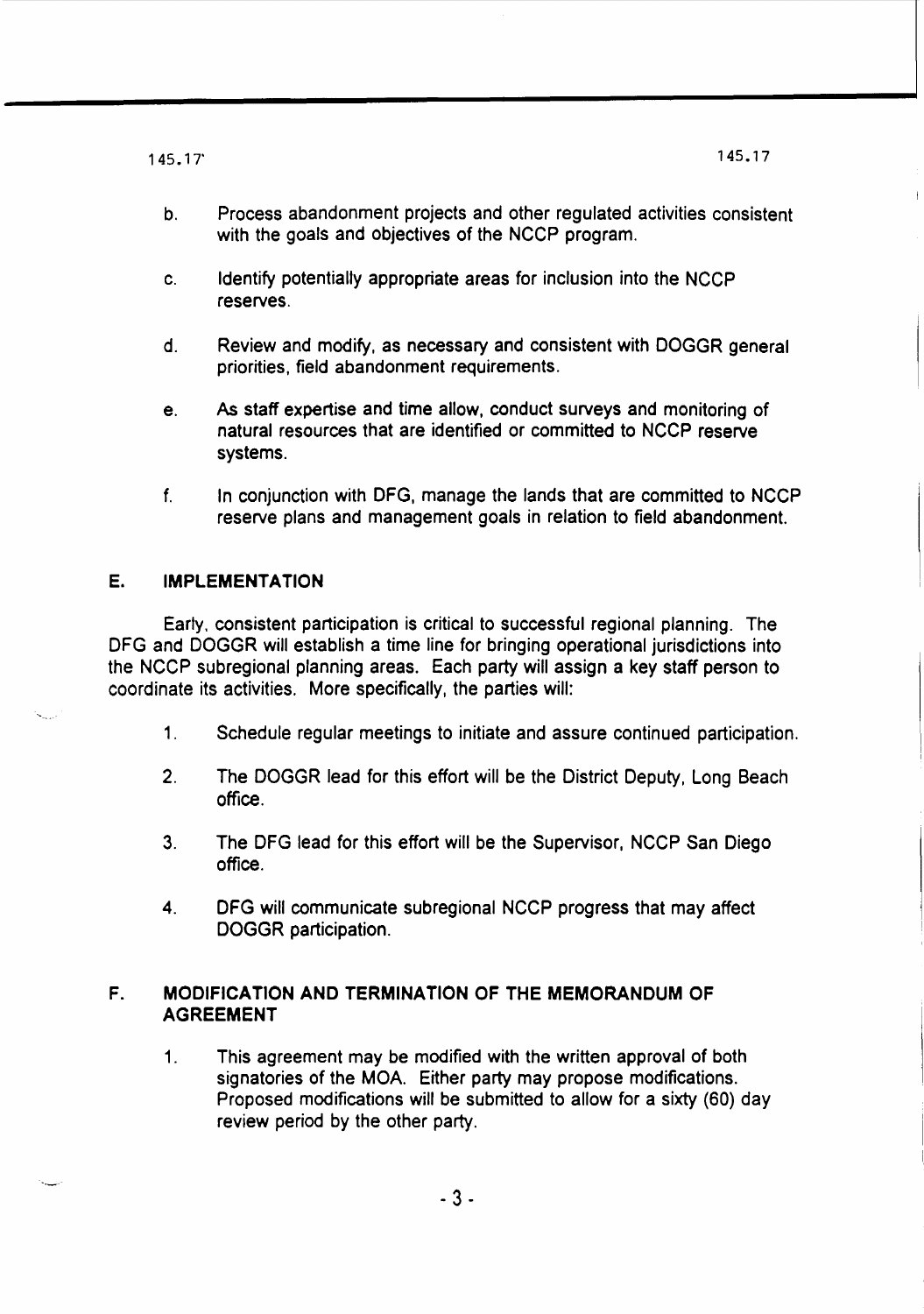b. Process abandonment projects and other regulated activities consistent with the goals and objectives of the NCCP program.

c. Identify potentially appropriate areas for inclusion into the NCCP reserves.

d. Review and modify, as necessary and consistent with DOGGR general priorities, field abandonment requirements.

e. As staff expertise and time allow, conduct surveys and monitoring of natural resources that are identified or committed to NCCP reserve systems.

f. In conjunction with DFG, manage the lands that are committed to NCCP reserve plans and management goals in relation to field abandonment.

## E. IMPLEMENTATION

Early, consistent participation is critical to successful regional planning. The DFG and DOGGR will establish a time line for bringing operational jurisdictions into the NCCP subregional planning areas. Each party will assign a key staff person to coordinate its activities. More specifically, the parties will:

1. Schedule regular meetings to initiate and assure continued participation.

2. The DOGGR lead for this effort will be the District Deputy, Long Beach office.

3. The DFG lead for this effort will be the Supervisor, NCCP San Diego office.

4. DFG will communicate subregional NCCP progress that may affect DOGGR participation.

## F. MODIFICATION AND TERMINATION OF THE MEMORANDUM OF AGREEMENT

1. This agreement may be modified with the written approval of both signatories of the MOA. Either party may propose modifications. Proposed modifications will be submitted to allow for a sixty (60) day review period by the other party.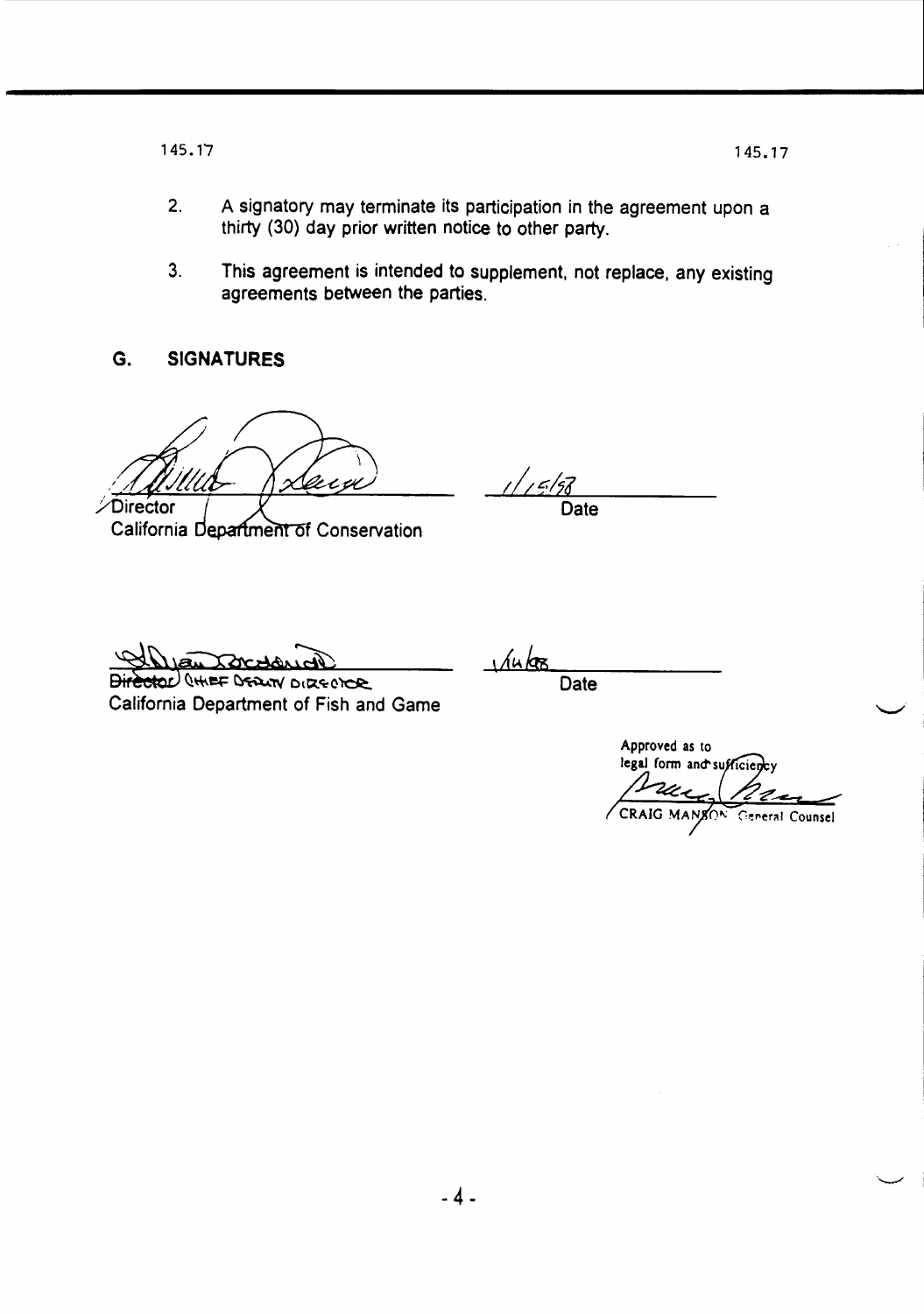2. A signatory may terminate its participation in the agreement upon a thirty (30) day prior written notice to other party.

3. This agreement is intended to supplement, not replace, any existing agreements between the parties.

## G. SIGNATURES

Director
California Department of Conservation

1/15/98
Date

~~Director~~ CHIEF DEPUTY DIRECTOR
California Department of Fish and Game

1/14/98
Date

Approved as to legal form and sufficiency

CRAIG MANSON General Counsel